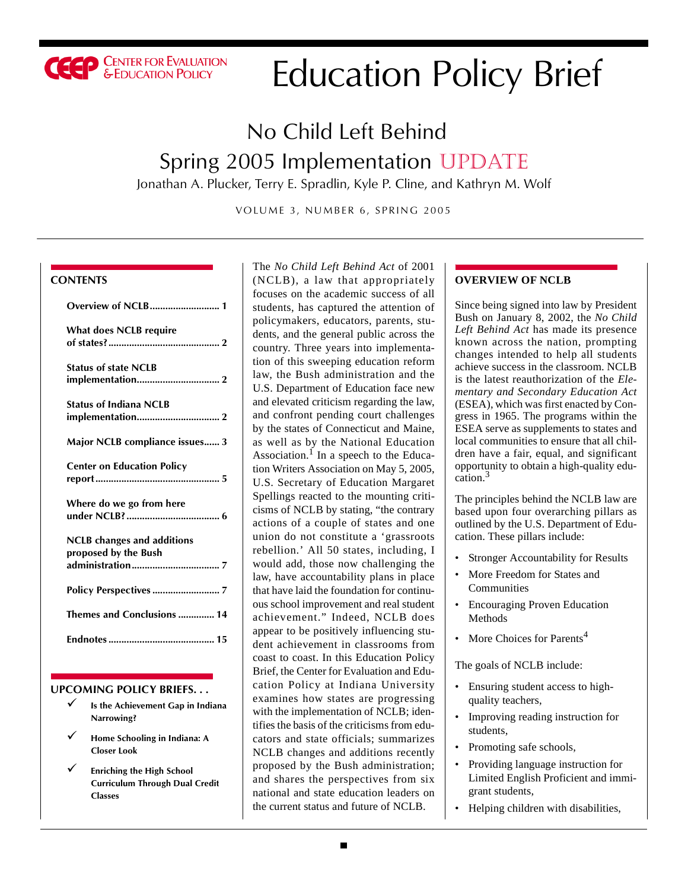CEEP Center for Evaluation & Education Policy

# Education Policy Brief

## No Child Left Behind Spring 2005 Implementation UPDATE

Jonathan A. Plucker, Terry E. Spradlin, Kyle P. Cline, and Kathryn M. Wolf

VOLUME 3, NUMBER 6, SPRING 2005

**CONTENTS**

- **Overview of NCLB** .......... 1
- **What does NCLB require of states?** .......... 2
- **Status of state NCLB implementation** .......... 2
- **Status of Indiana NCLB implementation** .......... 2
- **Major NCLB compliance issues** .......... 3
- **Center on Education Policy report** .......... 5
- **Where do we go from here under NCLB?** .......... 6
- **NCLB changes and additions proposed by the Bush administration** .......... 7
- **Policy Perspectives** .......... 7
- **Themes and Conclusions** .......... 14
- **Endnotes** .......... 15

**UPCOMING POLICY BRIEFS. . .**

- ✓ **Is the Achievement Gap in Indiana Narrowing?**
- ✓ **Home Schooling in Indiana: A Closer Look**
- ✓ **Enriching the High School Curriculum Through Dual Credit Classes**

The *No Child Left Behind Act* of 2001 (NCLB), a law that appropriately focuses on the academic success of all students, has captured the attention of policymakers, educators, parents, students, and the general public across the country. Three years into implementation of this sweeping education reform law, the Bush administration and the U.S. Department of Education face new and elevated criticism regarding the law, and confront pending court challenges by the states of Connecticut and Maine, as well as by the National Education Association.[1] In a speech to the Education Writers Association on May 5, 2005, U.S. Secretary of Education Margaret Spellings reacted to the mounting criticisms of NCLB by stating, "the contrary actions of a couple of states and one union do not constitute a 'grassroots rebellion.' All 50 states, including, I would add, those now challenging the law, have accountability plans in place that have laid the foundation for continuous school improvement and real student achievement." Indeed, NCLB does appear to be positively influencing student achievement in classrooms from coast to coast. In this Education Policy Brief, the Center for Evaluation and Education Policy at Indiana University examines how states are progressing with the implementation of NCLB; identifies the basis of the criticisms from educators and state officials; summarizes NCLB changes and additions recently proposed by the Bush administration; and shares the perspectives from six national and state education leaders on the current status and future of NCLB.

### OVERVIEW OF NCLB

Since being signed into law by President Bush on January 8, 2002, the *No Child Left Behind Act* has made its presence known across the nation, prompting changes intended to help all students achieve success in the classroom. NCLB is the latest reauthorization of the *Elementary and Secondary Education Act* (ESEA), which was first enacted by Congress in 1965. The programs within the ESEA serve as supplements to states and local communities to ensure that all children have a fair, equal, and significant opportunity to obtain a high-quality education.[3]

The principles behind the NCLB law are based upon four overarching pillars as outlined by the U.S. Department of Education. These pillars include:

- Stronger Accountability for Results
- More Freedom for States and Communities
- Encouraging Proven Education Methods
- More Choices for Parents[4]

The goals of NCLB include:

- Ensuring student access to high-quality teachers,
- Improving reading instruction for students,
- Promoting safe schools,
- Providing language instruction for Limited English Proficient and immigrant students,
- Helping children with disabilities,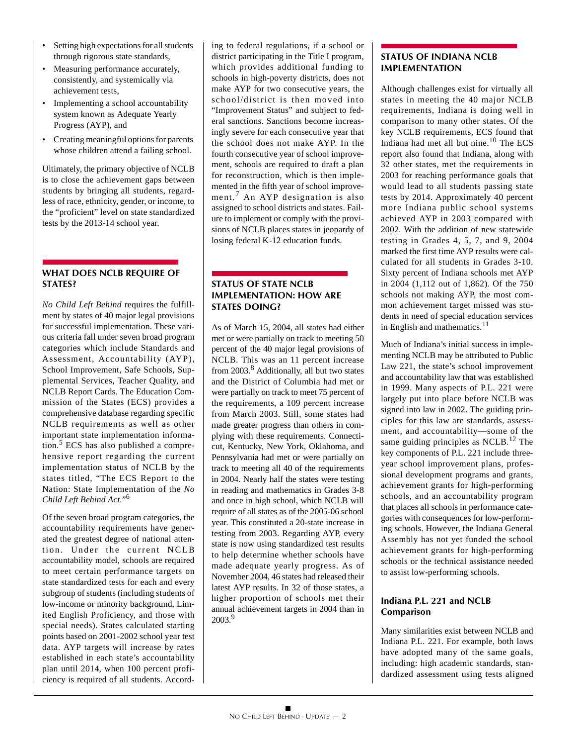- Setting high expectations for all students through rigorous state standards,
- Measuring performance accurately, consistently, and systemically via achievement tests,
- Implementing a school accountability system known as Adequate Yearly Progress (AYP), and
- Creating meaningful options for parents whose children attend a failing school.

Ultimately, the primary objective of NCLB is to close the achievement gaps between students by bringing all students, regardless of race, ethnicity, gender, or income, to the "proficient" level on state standardized tests by the 2013-14 school year.

## WHAT DOES NCLB REQUIRE OF STATES?

*No Child Left Behind* requires the fulfillment by states of 40 major legal provisions for successful implementation. These various criteria fall under seven broad program categories which include Standards and Assessment, Accountability (AYP), School Improvement, Safe Schools, Supplemental Services, Teacher Quality, and NCLB Report Cards. The Education Commission of the States (ECS) provides a comprehensive database regarding specific NCLB requirements as well as other important state implementation information.[5] ECS has also published a comprehensive report regarding the current implementation status of NCLB by the states titled, "The ECS Report to the Nation: State Implementation of the *No Child Left Behind Act*."[6]

Of the seven broad program categories, the accountability requirements have generated the greatest degree of national attention. Under the current NCLB accountability model, schools are required to meet certain performance targets on state standardized tests for each and every subgroup of students (including students of low-income or minority background, Limited English Proficiency, and those with special needs). States calculated starting points based on 2001-2002 school year test data. AYP targets will increase by rates established in each state's accountability plan until 2014, when 100 percent proficiency is required of all students. According to federal regulations, if a school or district participating in the Title I program, which provides additional funding to schools in high-poverty districts, does not make AYP for two consecutive years, the school/district is then moved into "Improvement Status" and subject to federal sanctions. Sanctions become increasingly severe for each consecutive year that the school does not make AYP. In the fourth consecutive year of school improvement, schools are required to draft a plan for reconstruction, which is then implemented in the fifth year of school improvement.[7] An AYP designation is also assigned to school districts and states. Failure to implement or comply with the provisions of NCLB places states in jeopardy of losing federal K-12 education funds.

## STATUS OF STATE NCLB IMPLEMENTATION: HOW ARE STATES DOING?

As of March 15, 2004, all states had either met or were partially on track to meeting 50 percent of the 40 major legal provisions of NCLB. This was an 11 percent increase from 2003.[8] Additionally, all but two states and the District of Columbia had met or were partially on track to meet 75 percent of the requirements, a 109 percent increase from March 2003. Still, some states had made greater progress than others in complying with these requirements. Connecticut, Kentucky, New York, Oklahoma, and Pennsylvania had met or were partially on track to meeting all 40 of the requirements in 2004. Nearly half the states were testing in reading and mathematics in Grades 3-8 and once in high school, which NCLB will require of all states as of the 2005-06 school year. This constituted a 20-state increase in testing from 2003. Regarding AYP, every state is now using standardized test results to help determine whether schools have made adequate yearly progress. As of November 2004, 46 states had released their latest AYP results. In 32 of those states, a higher proportion of schools met their annual achievement targets in 2004 than in 2003.[9]

## STATUS OF INDIANA NCLB IMPLEMENTATION

Although challenges exist for virtually all states in meeting the 40 major NCLB requirements, Indiana is doing well in comparison to many other states. Of the key NCLB requirements, ECS found that Indiana had met all but nine.[10] The ECS report also found that Indiana, along with 32 other states, met the requirements in 2003 for reaching performance goals that would lead to all students passing state tests by 2014. Approximately 40 percent more Indiana public school systems achieved AYP in 2003 compared with 2002. With the addition of new statewide testing in Grades 4, 5, 7, and 9, 2004 marked the first time AYP results were calculated for all students in Grades 3-10. Sixty percent of Indiana schools met AYP in 2004 (1,112 out of 1,862). Of the 750 schools not making AYP, the most common achievement target missed was students in need of special education services in English and mathematics.[11]

Much of Indiana's initial success in implementing NCLB may be attributed to Public Law 221, the state's school improvement and accountability law that was established in 1999. Many aspects of P.L. 221 were largely put into place before NCLB was signed into law in 2002. The guiding principles for this law are standards, assessment, and accountability—some of the same guiding principles as NCLB.[12] The key components of P.L. 221 include three-year school improvement plans, professional development programs and grants, achievement grants for high-performing schools, and an accountability program that places all schools in performance categories with consequences for low-performing schools. However, the Indiana General Assembly has not yet funded the school achievement grants for high-performing schools or the technical assistance needed to assist low-performing schools.

### Indiana P.L. 221 and NCLB Comparison

Many similarities exist between NCLB and Indiana P.L. 221. For example, both laws have adopted many of the same goals, including: high academic standards, standardized assessment using tests aligned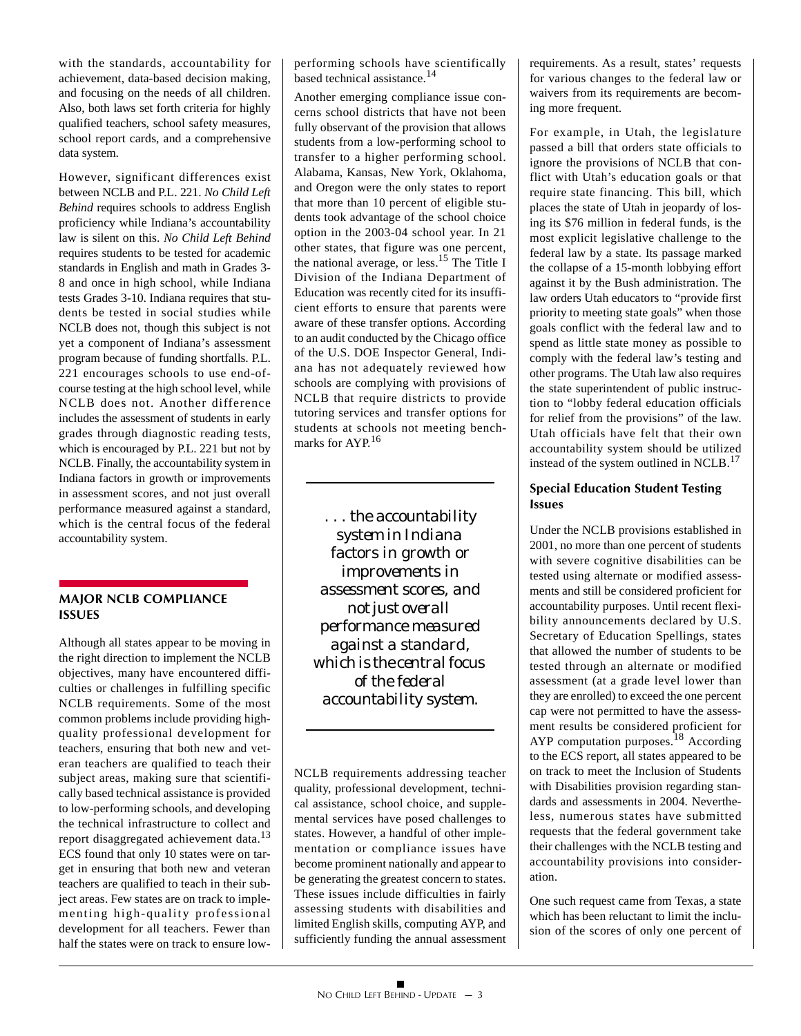with the standards, accountability for achievement, data-based decision making, and focusing on the needs of all children. Also, both laws set forth criteria for highly qualified teachers, school safety measures, school report cards, and a comprehensive data system.

However, significant differences exist between NCLB and P.L. 221. *No Child Left Behind* requires schools to address English proficiency while Indiana's accountability law is silent on this. *No Child Left Behind* requires students to be tested for academic standards in English and math in Grades 3-8 and once in high school, while Indiana tests Grades 3-10. Indiana requires that students be tested in social studies while NCLB does not, though this subject is not yet a component of Indiana's assessment program because of funding shortfalls. P.L. 221 encourages schools to use end-of-course testing at the high school level, while NCLB does not. Another difference includes the assessment of students in early grades through diagnostic reading tests, which is encouraged by P.L. 221 but not by NCLB. Finally, the accountability system in Indiana factors in growth or improvements in assessment scores, and not just overall performance measured against a standard, which is the central focus of the federal accountability system.

## MAJOR NCLB COMPLIANCE ISSUES

Although all states appear to be moving in the right direction to implement the NCLB objectives, many have encountered difficulties or challenges in fulfilling specific NCLB requirements. Some of the most common problems include providing high-quality professional development for teachers, ensuring that both new and veteran teachers are qualified to teach their subject areas, making sure that scientifically based technical assistance is provided to low-performing schools, and developing the technical infrastructure to collect and report disaggregated achievement data.[13] ECS found that only 10 states were on target in ensuring that both new and veteran teachers are qualified to teach in their subject areas. Few states are on track to implementing high-quality professional development for all teachers. Fewer than half the states were on track to ensure low-performing schools have scientifically based technical assistance.[14]

Another emerging compliance issue concerns school districts that have not been fully observant of the provision that allows students from a low-performing school to transfer to a higher performing school. Alabama, Kansas, New York, Oklahoma, and Oregon were the only states to report that more than 10 percent of eligible students took advantage of the school choice option in the 2003-04 school year. In 21 other states, that figure was one percent, the national average, or less.[15] The Title I Division of the Indiana Department of Education was recently cited for its insufficient efforts to ensure that parents were aware of these transfer options. According to an audit conducted by the Chicago office of the U.S. DOE Inspector General, Indiana has not adequately reviewed how schools are complying with provisions of NCLB that require districts to provide tutoring services and transfer options for students at schools not meeting benchmarks for AYP.[16]

> *. . . the accountability system in Indiana factors in growth or improvements in assessment scores, and not just overall performance measured against a standard, which is the central focus of the federal accountability system.*

NCLB requirements addressing teacher quality, professional development, technical assistance, school choice, and supplemental services have posed challenges to states. However, a handful of other implementation or compliance issues have become prominent nationally and appear to be generating the greatest concern to states. These issues include difficulties in fairly assessing students with disabilities and limited English skills, computing AYP, and sufficiently funding the annual assessment requirements. As a result, states' requests for various changes to the federal law or waivers from its requirements are becoming more frequent.

For example, in Utah, the legislature passed a bill that orders state officials to ignore the provisions of NCLB that conflict with Utah's education goals or that require state financing. This bill, which places the state of Utah in jeopardy of losing its $76 million in federal funds, is the most explicit legislative challenge to the federal law by a state. Its passage marked the collapse of a 15-month lobbying effort against it by the Bush administration. The law orders Utah educators to "provide first priority to meeting state goals" when those goals conflict with the federal law and to spend as little state money as possible to comply with the federal law's testing and other programs. The Utah law also requires the state superintendent of public instruction to "lobby federal education officials for relief from the provisions" of the law. Utah officials have felt that their own accountability system should be utilized instead of the system outlined in NCLB.[17]

### Special Education Student Testing Issues

Under the NCLB provisions established in 2001, no more than one percent of students with severe cognitive disabilities can be tested using alternate or modified assessments and still be considered proficient for accountability purposes. Until recent flexibility announcements declared by U.S. Secretary of Education Spellings, states that allowed the number of students to be tested through an alternate or modified assessment (at a grade level lower than they are enrolled) to exceed the one percent cap were not permitted to have the assessment results be considered proficient for AYP computation purposes.[18] According to the ECS report, all states appeared to be on track to meet the Inclusion of Students with Disabilities provision regarding standards and assessments in 2004. Nevertheless, numerous states have submitted requests that the federal government take their challenges with the NCLB testing and accountability provisions into consideration.

One such request came from Texas, a state which has been reluctant to limit the inclusion of the scores of only one percent of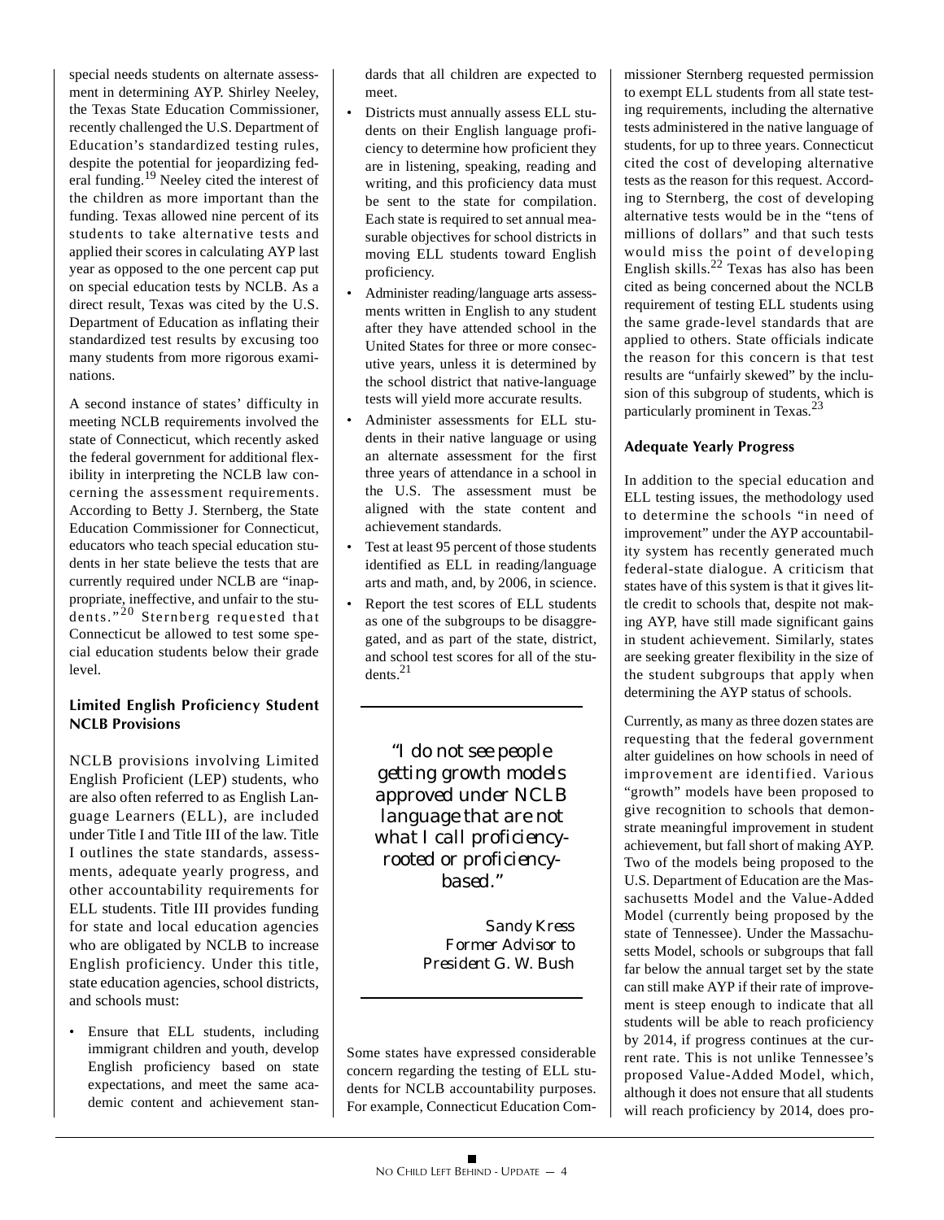special needs students on alternate assessment in determining AYP. Shirley Neeley, the Texas State Education Commissioner, recently challenged the U.S. Department of Education's standardized testing rules, despite the potential for jeopardizing federal funding.[19] Neeley cited the interest of the children as more important than the funding. Texas allowed nine percent of its students to take alternative tests and applied their scores in calculating AYP last year as opposed to the one percent cap put on special education tests by NCLB. As a direct result, Texas was cited by the U.S. Department of Education as inflating their standardized test results by excusing too many students from more rigorous examinations.

A second instance of states' difficulty in meeting NCLB requirements involved the state of Connecticut, which recently asked the federal government for additional flexibility in interpreting the NCLB law concerning the assessment requirements. According to Betty J. Sternberg, the State Education Commissioner for Connecticut, educators who teach special education students in her state believe the tests that are currently required under NCLB are "inappropriate, ineffective, and unfair to the students."[20] Sternberg requested that Connecticut be allowed to test some special education students below their grade level.

### Limited English Proficiency Student NCLB Provisions

NCLB provisions involving Limited English Proficient (LEP) students, who are also often referred to as English Language Learners (ELL), are included under Title I and Title III of the law. Title I outlines the state standards, assessments, adequate yearly progress, and other accountability requirements for ELL students. Title III provides funding for state and local education agencies who are obligated by NCLB to increase English proficiency. Under this title, state education agencies, school districts, and schools must:

- Ensure that ELL students, including immigrant children and youth, develop English proficiency based on state expectations, and meet the same academic content and achievement standards that all children are expected to meet.
- Districts must annually assess ELL students on their English language proficiency to determine how proficient they are in listening, speaking, reading and writing, and this proficiency data must be sent to the state for compilation. Each state is required to set annual measurable objectives for school districts in moving ELL students toward English proficiency.
- Administer reading/language arts assessments written in English to any student after they have attended school in the United States for three or more consecutive years, unless it is determined by the school district that native-language tests will yield more accurate results.
- Administer assessments for ELL students in their native language or using an alternate assessment for the first three years of attendance in a school in the U.S. The assessment must be aligned with the state content and achievement standards.
- Test at least 95 percent of those students identified as ELL in reading/language arts and math, and, by 2006, in science.
- Report the test scores of ELL students as one of the subgroups to be disaggregated, and as part of the state, district, and school test scores for all of the students.[21]

> *"I do not see people getting growth models approved under NCLB language that are not what I call proficiency-rooted or proficiency-based."*
>
> *Sandy Kress*
> *Former Advisor to President G. W. Bush*

Some states have expressed considerable concern regarding the testing of ELL students for NCLB accountability purposes. For example, Connecticut Education Commissioner Sternberg requested permission to exempt ELL students from all state testing requirements, including the alternative tests administered in the native language of students, for up to three years. Connecticut cited the cost of developing alternative tests as the reason for this request. According to Sternberg, the cost of developing alternative tests would be in the "tens of millions of dollars" and that such tests would miss the point of developing English skills.[22] Texas has also has been cited as being concerned about the NCLB requirement of testing ELL students using the same grade-level standards that are applied to others. State officials indicate the reason for this concern is that test results are "unfairly skewed" by the inclusion of this subgroup of students, which is particularly prominent in Texas.[23]

### Adequate Yearly Progress

In addition to the special education and ELL testing issues, the methodology used to determine the schools "in need of improvement" under the AYP accountability system has recently generated much federal-state dialogue. A criticism that states have of this system is that it gives little credit to schools that, despite not making AYP, have still made significant gains in student achievement. Similarly, states are seeking greater flexibility in the size of the student subgroups that apply when determining the AYP status of schools.

Currently, as many as three dozen states are requesting that the federal government alter guidelines on how schools in need of improvement are identified. Various "growth" models have been proposed to give recognition to schools that demonstrate meaningful improvement in student achievement, but fall short of making AYP. Two of the models being proposed to the U.S. Department of Education are the Massachusetts Model and the Value-Added Model (currently being proposed by the state of Tennessee). Under the Massachusetts Model, schools or subgroups that fall far below the annual target set by the state can still make AYP if their rate of improvement is steep enough to indicate that all students will be able to reach proficiency by 2014, if progress continues at the current rate. This is not unlike Tennessee's proposed Value-Added Model, which, although it does not ensure that all students will reach proficiency by 2014, does pro-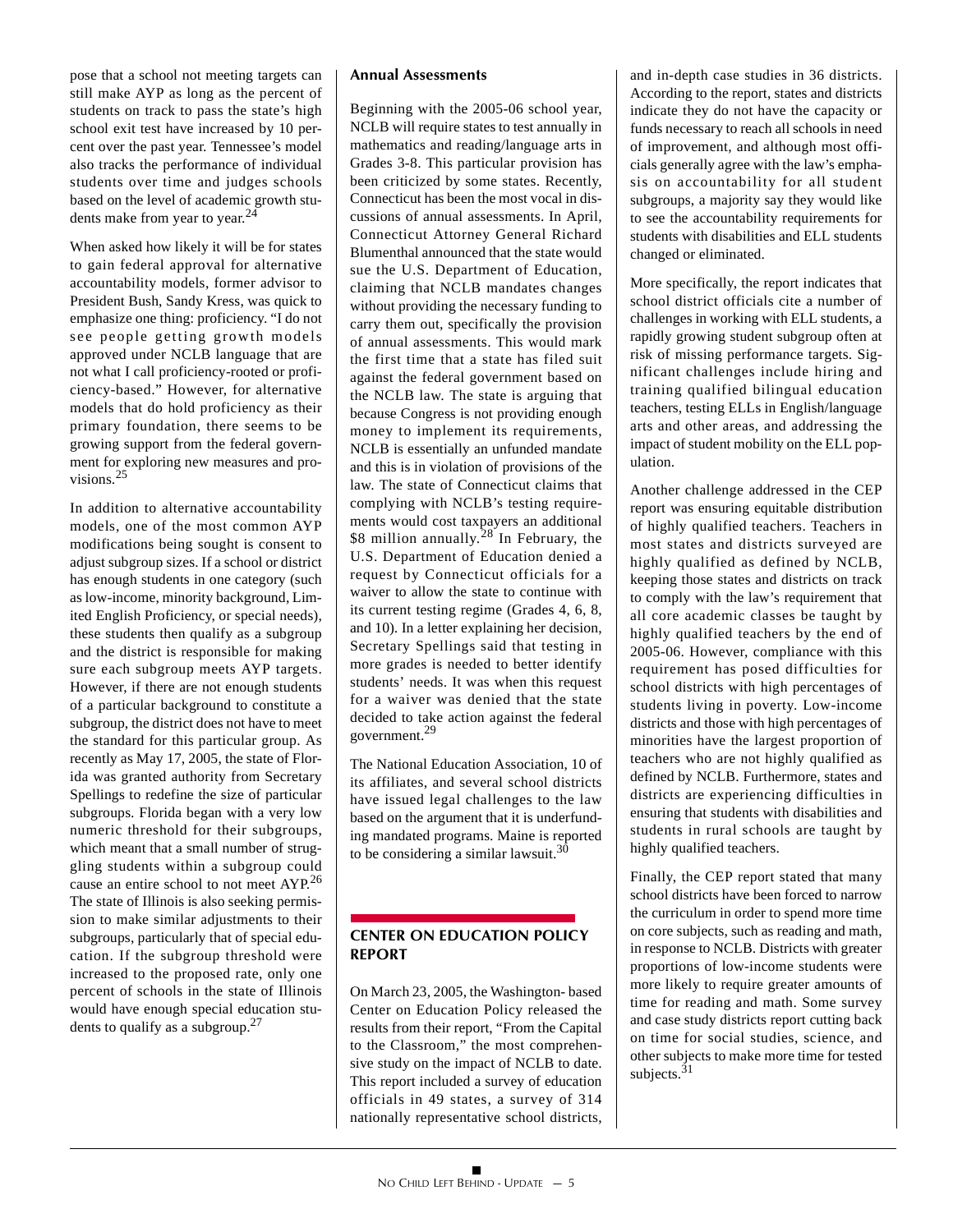pose that a school not meeting targets can still make AYP as long as the percent of students on track to pass the state's high school exit test have increased by 10 percent over the past year. Tennessee's model also tracks the performance of individual students over time and judges schools based on the level of academic growth students make from year to year.[24]

When asked how likely it will be for states to gain federal approval for alternative accountability models, former advisor to President Bush, Sandy Kress, was quick to emphasize one thing: proficiency. "I do not see people getting growth models approved under NCLB language that are not what I call proficiency-rooted or proficiency-based." However, for alternative models that do hold proficiency as their primary foundation, there seems to be growing support from the federal government for exploring new measures and provisions.[25]

In addition to alternative accountability models, one of the most common AYP modifications being sought is consent to adjust subgroup sizes. If a school or district has enough students in one category (such as low-income, minority background, Limited English Proficiency, or special needs), these students then qualify as a subgroup and the district is responsible for making sure each subgroup meets AYP targets. However, if there are not enough students of a particular background to constitute a subgroup, the district does not have to meet the standard for this particular group. As recently as May 17, 2005, the state of Florida was granted authority from Secretary Spellings to redefine the size of particular subgroups. Florida began with a very low numeric threshold for their subgroups, which meant that a small number of struggling students within a subgroup could cause an entire school to not meet AYP.[26] The state of Illinois is also seeking permission to make similar adjustments to their subgroups, particularly that of special education. If the subgroup threshold were increased to the proposed rate, only one percent of schools in the state of Illinois would have enough special education students to qualify as a subgroup.[27]

### Annual Assessments

Beginning with the 2005-06 school year, NCLB will require states to test annually in mathematics and reading/language arts in Grades 3-8. This particular provision has been criticized by some states. Recently, Connecticut has been the most vocal in discussions of annual assessments. In April, Connecticut Attorney General Richard Blumenthal announced that the state would sue the U.S. Department of Education, claiming that NCLB mandates changes without providing the necessary funding to carry them out, specifically the provision of annual assessments. This would mark the first time that a state has filed suit against the federal government based on the NCLB law. The state is arguing that because Congress is not providing enough money to implement its requirements, NCLB is essentially an unfunded mandate and this is in violation of provisions of the law. The state of Connecticut claims that complying with NCLB's testing requirements would cost taxpayers an additional $8 million annually.[28] In February, the U.S. Department of Education denied a request by Connecticut officials for a waiver to allow the state to continue with its current testing regime (Grades 4, 6, 8, and 10). In a letter explaining her decision, Secretary Spellings said that testing in more grades is needed to better identify students' needs. It was when this request for a waiver was denied that the state decided to take action against the federal government.[29]

The National Education Association, 10 of its affiliates, and several school districts have issued legal challenges to the law based on the argument that it is underfunding mandated programs. Maine is reported to be considering a similar lawsuit.[30]

## CENTER ON EDUCATION POLICY REPORT

On March 23, 2005, the Washington- based Center on Education Policy released the results from their report, "From the Capital to the Classroom," the most comprehensive study on the impact of NCLB to date. This report included a survey of education officials in 49 states, a survey of 314 nationally representative school districts, and in-depth case studies in 36 districts. According to the report, states and districts indicate they do not have the capacity or funds necessary to reach all schools in need of improvement, and although most officials generally agree with the law's emphasis on accountability for all student subgroups, a majority say they would like to see the accountability requirements for students with disabilities and ELL students changed or eliminated.

More specifically, the report indicates that school district officials cite a number of challenges in working with ELL students, a rapidly growing student subgroup often at risk of missing performance targets. Significant challenges include hiring and training qualified bilingual education teachers, testing ELLs in English/language arts and other areas, and addressing the impact of student mobility on the ELL population.

Another challenge addressed in the CEP report was ensuring equitable distribution of highly qualified teachers. Teachers in most states and districts surveyed are highly qualified as defined by NCLB, keeping those states and districts on track to comply with the law's requirement that all core academic classes be taught by highly qualified teachers by the end of 2005-06. However, compliance with this requirement has posed difficulties for school districts with high percentages of students living in poverty. Low-income districts and those with high percentages of minorities have the largest proportion of teachers who are not highly qualified as defined by NCLB. Furthermore, states and districts are experiencing difficulties in ensuring that students with disabilities and students in rural schools are taught by highly qualified teachers.

Finally, the CEP report stated that many school districts have been forced to narrow the curriculum in order to spend more time on core subjects, such as reading and math, in response to NCLB. Districts with greater proportions of low-income students were more likely to require greater amounts of time for reading and math. Some survey and case study districts report cutting back on time for social studies, science, and other subjects to make more time for tested subjects.[31]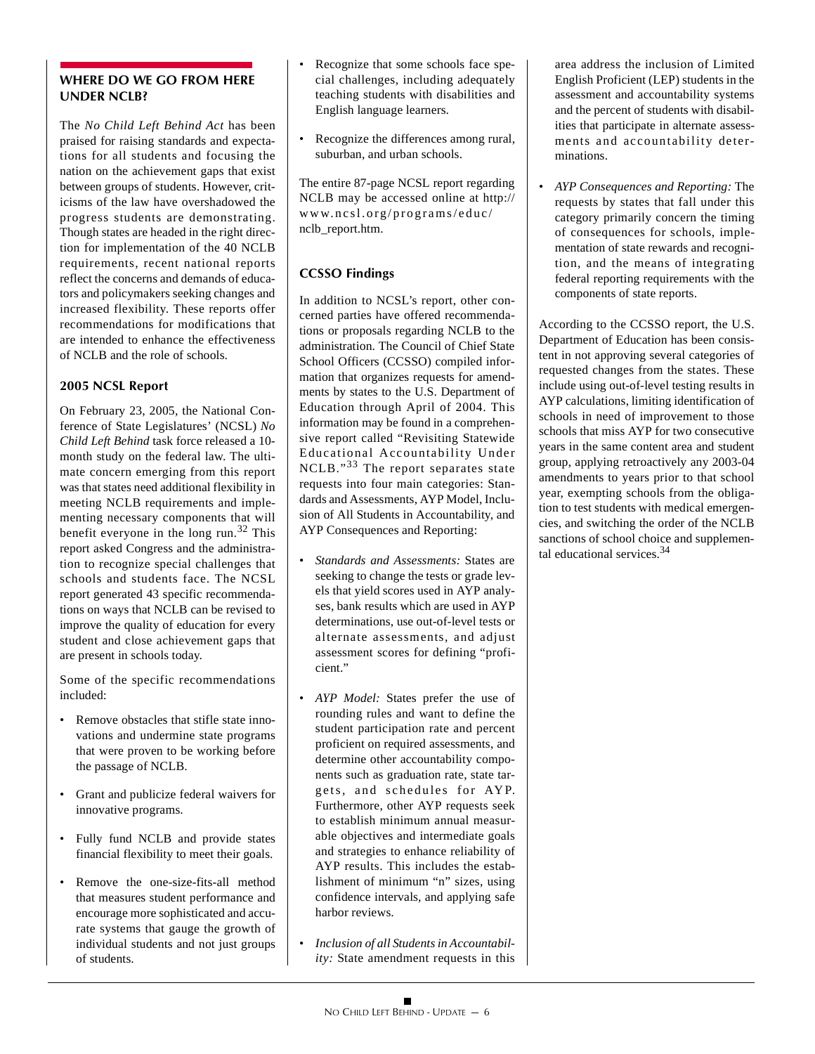## WHERE DO WE GO FROM HERE UNDER NCLB?

The *No Child Left Behind Act* has been praised for raising standards and expectations for all students and focusing the nation on the achievement gaps that exist between groups of students. However, criticisms of the law have overshadowed the progress students are demonstrating. Though states are headed in the right direction for implementation of the 40 NCLB requirements, recent national reports reflect the concerns and demands of educators and policymakers seeking changes and increased flexibility. These reports offer recommendations for modifications that are intended to enhance the effectiveness of NCLB and the role of schools.

### 2005 NCSL Report

On February 23, 2005, the National Conference of State Legislatures' (NCSL) *No Child Left Behind* task force released a 10-month study on the federal law. The ultimate concern emerging from this report was that states need additional flexibility in meeting NCLB requirements and implementing necessary components that will benefit everyone in the long run.[32] This report asked Congress and the administration to recognize special challenges that schools and students face. The NCSL report generated 43 specific recommendations on ways that NCLB can be revised to improve the quality of education for every student and close achievement gaps that are present in schools today.

Some of the specific recommendations included:

- Remove obstacles that stifle state innovations and undermine state programs that were proven to be working before the passage of NCLB.
- Grant and publicize federal waivers for innovative programs.
- Fully fund NCLB and provide states financial flexibility to meet their goals.
- Remove the one-size-fits-all method that measures student performance and encourage more sophisticated and accurate systems that gauge the growth of individual students and not just groups of students.
- Recognize that some schools face special challenges, including adequately teaching students with disabilities and English language learners.
- Recognize the differences among rural, suburban, and urban schools.

The entire 87-page NCSL report regarding NCLB may be accessed online at http://www.ncsl.org/programs/educ/nclb_report.htm.

### CCSSO Findings

In addition to NCSL's report, other concerned parties have offered recommendations or proposals regarding NCLB to the administration. The Council of Chief State School Officers (CCSSO) compiled information that organizes requests for amendments by states to the U.S. Department of Education through April of 2004. This information may be found in a comprehensive report called "Revisiting Statewide Educational Accountability Under NCLB."[33] The report separates state requests into four main categories: Standards and Assessments, AYP Model, Inclusion of All Students in Accountability, and AYP Consequences and Reporting:

- *Standards and Assessments:* States are seeking to change the tests or grade levels that yield scores used in AYP analyses, bank results which are used in AYP determinations, use out-of-level tests or alternate assessments, and adjust assessment scores for defining "proficient."
- *AYP Model:* States prefer the use of rounding rules and want to define the student participation rate and percent proficient on required assessments, and determine other accountability components such as graduation rate, state targets, and schedules for AYP. Furthermore, other AYP requests seek to establish minimum annual measurable objectives and intermediate goals and strategies to enhance reliability of AYP results. This includes the establishment of minimum "n" sizes, using confidence intervals, and applying safe harbor reviews.
- *Inclusion of all Students in Accountability:* State amendment requests in this area address the inclusion of Limited English Proficient (LEP) students in the assessment and accountability systems and the percent of students with disabilities that participate in alternate assessments and accountability determinations.
- *AYP Consequences and Reporting:* The requests by states that fall under this category primarily concern the timing of consequences for schools, implementation of state rewards and recognition, and the means of integrating federal reporting requirements with the components of state reports.

According to the CCSSO report, the U.S. Department of Education has been consistent in not approving several categories of requested changes from the states. These include using out-of-level testing results in AYP calculations, limiting identification of schools in need of improvement to those schools that miss AYP for two consecutive years in the same content area and student group, applying retroactively any 2003-04 amendments to years prior to that school year, exempting schools from the obligation to test students with medical emergencies, and switching the order of the NCLB sanctions of school choice and supplemental educational services.[34]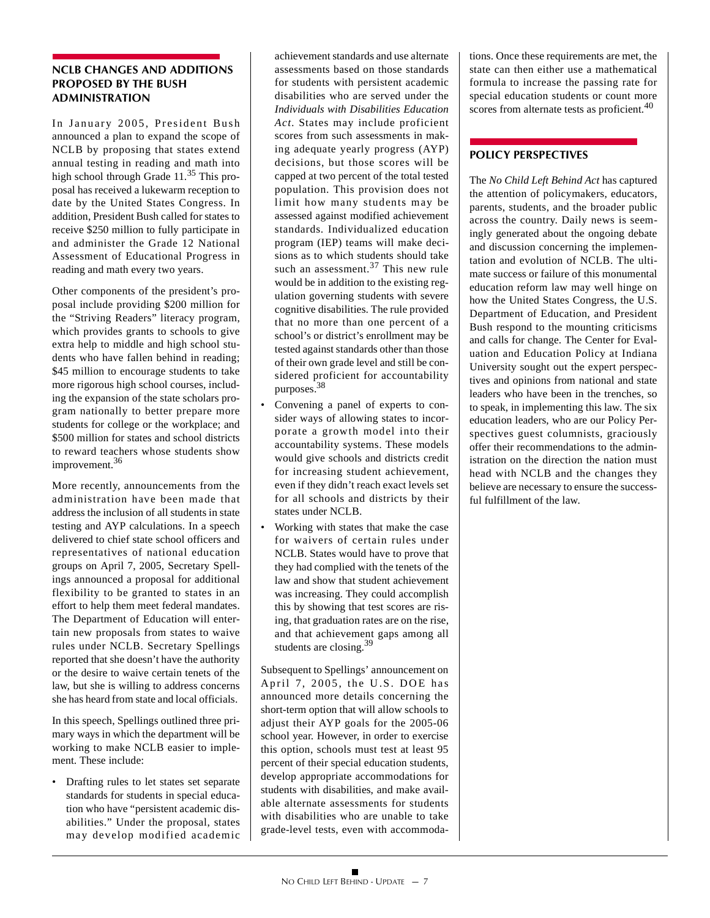## NCLB CHANGES AND ADDITIONS PROPOSED BY THE BUSH ADMINISTRATION

In January 2005, President Bush announced a plan to expand the scope of NCLB by proposing that states extend annual testing in reading and math into high school through Grade 11.[35] This proposal has received a lukewarm reception to date by the United States Congress. In addition, President Bush called for states to receive $250 million to fully participate in and administer the Grade 12 National Assessment of Educational Progress in reading and math every two years.

Other components of the president's proposal include providing $200 million for the "Striving Readers" literacy program, which provides grants to schools to give extra help to middle and high school students who have fallen behind in reading; $45 million to encourage students to take more rigorous high school courses, including the expansion of the state scholars program nationally to better prepare more students for college or the workplace; and $500 million for states and school districts to reward teachers whose students show improvement.[36]

More recently, announcements from the administration have been made that address the inclusion of all students in state testing and AYP calculations. In a speech delivered to chief state school officers and representatives of national education groups on April 7, 2005, Secretary Spellings announced a proposal for additional flexibility to be granted to states in an effort to help them meet federal mandates. The Department of Education will entertain new proposals from states to waive rules under NCLB. Secretary Spellings reported that she doesn't have the authority or the desire to waive certain tenets of the law, but she is willing to address concerns she has heard from state and local officials.

In this speech, Spellings outlined three primary ways in which the department will be working to make NCLB easier to implement. These include:

- Drafting rules to let states set separate standards for students in special education who have "persistent academic disabilities." Under the proposal, states may develop modified academic achievement standards and use alternate assessments based on those standards for students with persistent academic disabilities who are served under the *Individuals with Disabilities Education Act*. States may include proficient scores from such assessments in making adequate yearly progress (AYP) decisions, but those scores will be capped at two percent of the total tested population. This provision does not limit how many students may be assessed against modified achievement standards. Individualized education program (IEP) teams will make decisions as to which students should take such an assessment.[37] This new rule would be in addition to the existing regulation governing students with severe cognitive disabilities. The rule provided that no more than one percent of a school's or district's enrollment may be tested against standards other than those of their own grade level and still be considered proficient for accountability purposes.[38]
- Convening a panel of experts to consider ways of allowing states to incorporate a growth model into their accountability systems. These models would give schools and districts credit for increasing student achievement, even if they didn't reach exact levels set for all schools and districts by their states under NCLB.
- Working with states that make the case for waivers of certain rules under NCLB. States would have to prove that they had complied with the tenets of the law and show that student achievement was increasing. They could accomplish this by showing that test scores are rising, that graduation rates are on the rise, and that achievement gaps among all students are closing.[39]

Subsequent to Spellings' announcement on April 7, 2005, the U.S. DOE has announced more details concerning the short-term option that will allow schools to adjust their AYP goals for the 2005-06 school year. However, in order to exercise this option, schools must test at least 95 percent of their special education students, develop appropriate accommodations for students with disabilities, and make available alternate assessments for students with disabilities who are unable to take grade-level tests, even with accommodations. Once these requirements are met, the state can then either use a mathematical formula to increase the passing rate for special education students or count more scores from alternate tests as proficient.[40]

## POLICY PERSPECTIVES

The *No Child Left Behind Act* has captured the attention of policymakers, educators, parents, students, and the broader public across the country. Daily news is seemingly generated about the ongoing debate and discussion concerning the implementation and evolution of NCLB. The ultimate success or failure of this monumental education reform law may well hinge on how the United States Congress, the U.S. Department of Education, and President Bush respond to the mounting criticisms and calls for change. The Center for Evaluation and Education Policy at Indiana University sought out the expert perspectives and opinions from national and state leaders who have been in the trenches, so to speak, in implementing this law. The six education leaders, who are our Policy Perspectives guest columnists, graciously offer their recommendations to the administration on the direction the nation must head with NCLB and the changes they believe are necessary to ensure the successful fulfillment of the law.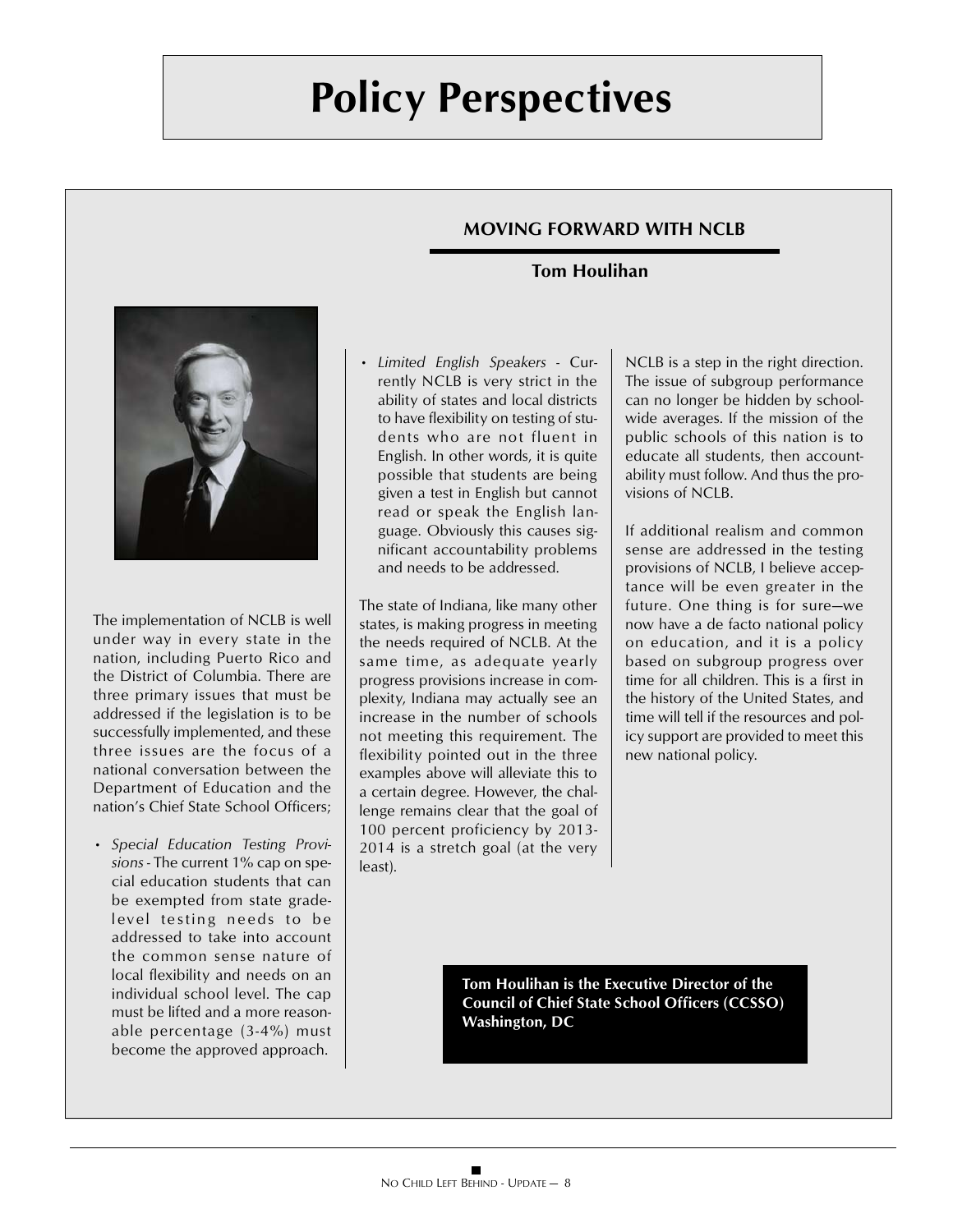# Policy Perspectives

## MOVING FORWARD WITH NCLB

**Tom Houlihan**

The implementation of NCLB is well under way in every state in the nation, including Puerto Rico and the District of Columbia. There are three primary issues that must be addressed if the legislation is to be successfully implemented, and these three issues are the focus of a national conversation between the Department of Education and the nation's Chief State School Officers;

- *Special Education Testing Provisions* - The current 1% cap on special education students that can be exempted from state grade-level testing needs to be addressed to take into account the common sense nature of local flexibility and needs on an individual school level. The cap must be lifted and a more reasonable percentage (3-4%) must become the approved approach.
- *Limited English Speakers* - Currently NCLB is very strict in the ability of states and local districts to have flexibility on testing of students who are not fluent in English. In other words, it is quite possible that students are being given a test in English but cannot read or speak the English language. Obviously this causes significant accountability problems and needs to be addressed.

The state of Indiana, like many other states, is making progress in meeting the needs required of NCLB. At the same time, as adequate yearly progress provisions increase in complexity, Indiana may actually see an increase in the number of schools not meeting this requirement. The flexibility pointed out in the three examples above will alleviate this to a certain degree. However, the challenge remains clear that the goal of 100 percent proficiency by 2013-2014 is a stretch goal (at the very least).

NCLB is a step in the right direction. The issue of subgroup performance can no longer be hidden by school-wide averages. If the mission of the public schools of this nation is to educate all students, then accountability must follow. And thus the provisions of NCLB.

If additional realism and common sense are addressed in the testing provisions of NCLB, I believe acceptance will be even greater in the future. One thing is for sure—we now have a de facto national policy on education, and it is a policy based on subgroup progress over time for all children. This is a first in the history of the United States, and time will tell if the resources and policy support are provided to meet this new national policy.

**Tom Houlihan is the Executive Director of the Council of Chief State School Officers (CCSSO) Washington, DC**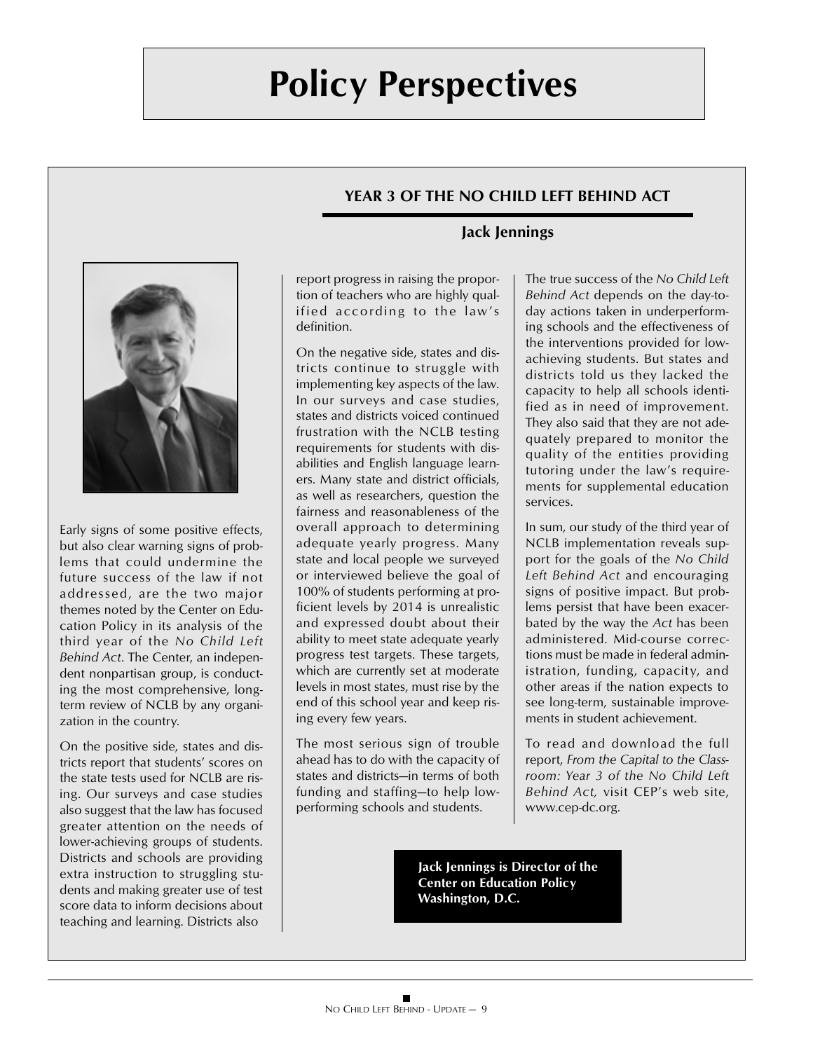# Policy Perspectives

## YEAR 3 OF THE NO CHILD LEFT BEHIND ACT

### Jack Jennings

Early signs of some positive effects, but also clear warning signs of problems that could undermine the future success of the law if not addressed, are the two major themes noted by the Center on Education Policy in its analysis of the third year of the *No Child Left Behind Act*. The Center, an independent nonpartisan group, is conducting the most comprehensive, long-term review of NCLB by any organization in the country.

On the positive side, states and districts report that students' scores on the state tests used for NCLB are rising. Our surveys and case studies also suggest that the law has focused greater attention on the needs of lower-achieving groups of students. Districts and schools are providing extra instruction to struggling students and making greater use of test score data to inform decisions about teaching and learning. Districts also report progress in raising the proportion of teachers who are highly qualified according to the law's definition.

On the negative side, states and districts continue to struggle with implementing key aspects of the law. In our surveys and case studies, states and districts voiced continued frustration with the NCLB testing requirements for students with disabilities and English language learners. Many state and district officials, as well as researchers, question the fairness and reasonableness of the overall approach to determining adequate yearly progress. Many state and local people we surveyed or interviewed believe the goal of 100% of students performing at proficient levels by 2014 is unrealistic and expressed doubt about their ability to meet state adequate yearly progress test targets. These targets, which are currently set at moderate levels in most states, must rise by the end of this school year and keep rising every few years.

The most serious sign of trouble ahead has to do with the capacity of states and districts—in terms of both funding and staffing—to help low-performing schools and students.

The true success of the *No Child Left Behind Act* depends on the day-to-day actions taken in underperforming schools and the effectiveness of the interventions provided for low-achieving students. But states and districts told us they lacked the capacity to help all schools identified as in need of improvement. They also said that they are not adequately prepared to monitor the quality of the entities providing tutoring under the law's requirements for supplemental education services.

In sum, our study of the third year of NCLB implementation reveals support for the goals of the *No Child Left Behind Act* and encouraging signs of positive impact. But problems persist that have been exacerbated by the way the *Act* has been administered. Mid-course corrections must be made in federal administration, funding, capacity, and other areas if the nation expects to see long-term, sustainable improvements in student achievement.

To read and download the full report, *From the Capital to the Classroom: Year 3 of the No Child Left Behind Act,* visit CEP's web site, www.cep-dc.org.

**Jack Jennings is Director of the Center on Education Policy Washington, D.C.**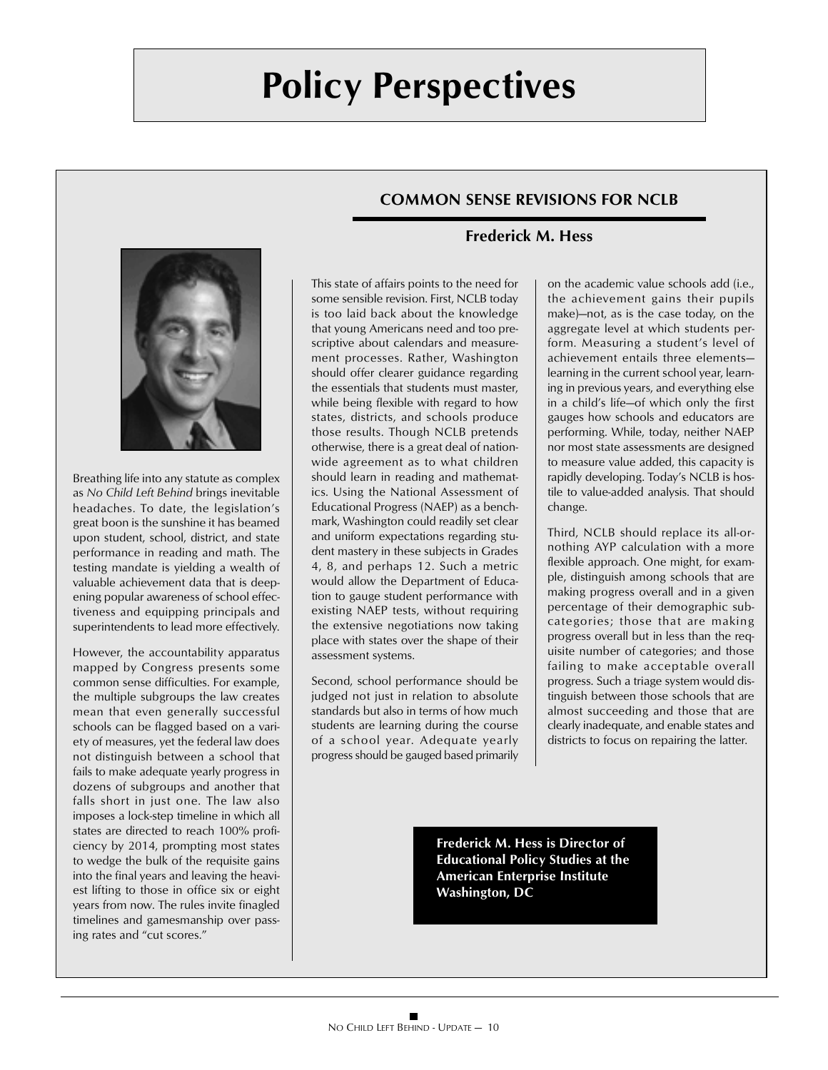# Policy Perspectives

## COMMON SENSE REVISIONS FOR NCLB

### Frederick M. Hess

Breathing life into any statute as complex as *No Child Left Behind* brings inevitable headaches. To date, the legislation's great boon is the sunshine it has beamed upon student, school, district, and state performance in reading and math. The testing mandate is yielding a wealth of valuable achievement data that is deepening popular awareness of school effectiveness and equipping principals and superintendents to lead more effectively.

However, the accountability apparatus mapped by Congress presents some common sense difficulties. For example, the multiple subgroups the law creates mean that even generally successful schools can be flagged based on a variety of measures, yet the federal law does not distinguish between a school that fails to make adequate yearly progress in dozens of subgroups and another that falls short in just one. The law also imposes a lock-step timeline in which all states are directed to reach 100% proficiency by 2014, prompting most states to wedge the bulk of the requisite gains into the final years and leaving the heaviest lifting to those in office six or eight years from now. The rules invite finagled timelines and gamesmanship over passing rates and "cut scores."

This state of affairs points to the need for some sensible revision. First, NCLB today is too laid back about the knowledge that young Americans need and too prescriptive about calendars and measurement processes. Rather, Washington should offer clearer guidance regarding the essentials that students must master, while being flexible with regard to how states, districts, and schools produce those results. Though NCLB pretends otherwise, there is a great deal of nationwide agreement as to what children should learn in reading and mathematics. Using the National Assessment of Educational Progress (NAEP) as a benchmark, Washington could readily set clear and uniform expectations regarding student mastery in these subjects in Grades 4, 8, and perhaps 12. Such a metric would allow the Department of Education to gauge student performance with existing NAEP tests, without requiring the extensive negotiations now taking place with states over the shape of their assessment systems.

Second, school performance should be judged not just in relation to absolute standards but also in terms of how much students are learning during the course of a school year. Adequate yearly progress should be gauged based primarily on the academic value schools add (i.e., the achievement gains their pupils make)—not, as is the case today, on the aggregate level at which students perform. Measuring a student's level of achievement entails three elements—learning in the current school year, learning in previous years, and everything else in a child's life—of which only the first gauges how schools and educators are performing. While, today, neither NAEP nor most state assessments are designed to measure value added, this capacity is rapidly developing. Today's NCLB is hostile to value-added analysis. That should change.

Third, NCLB should replace its all-or-nothing AYP calculation with a more flexible approach. One might, for example, distinguish among schools that are making progress overall and in a given percentage of their demographic subcategories; those that are making progress overall but in less than the requisite number of categories; and those failing to make acceptable overall progress. Such a triage system would distinguish between those schools that are almost succeeding and those that are clearly inadequate, and enable states and districts to focus on repairing the latter.

**Frederick M. Hess is Director of Educational Policy Studies at the American Enterprise Institute Washington, DC**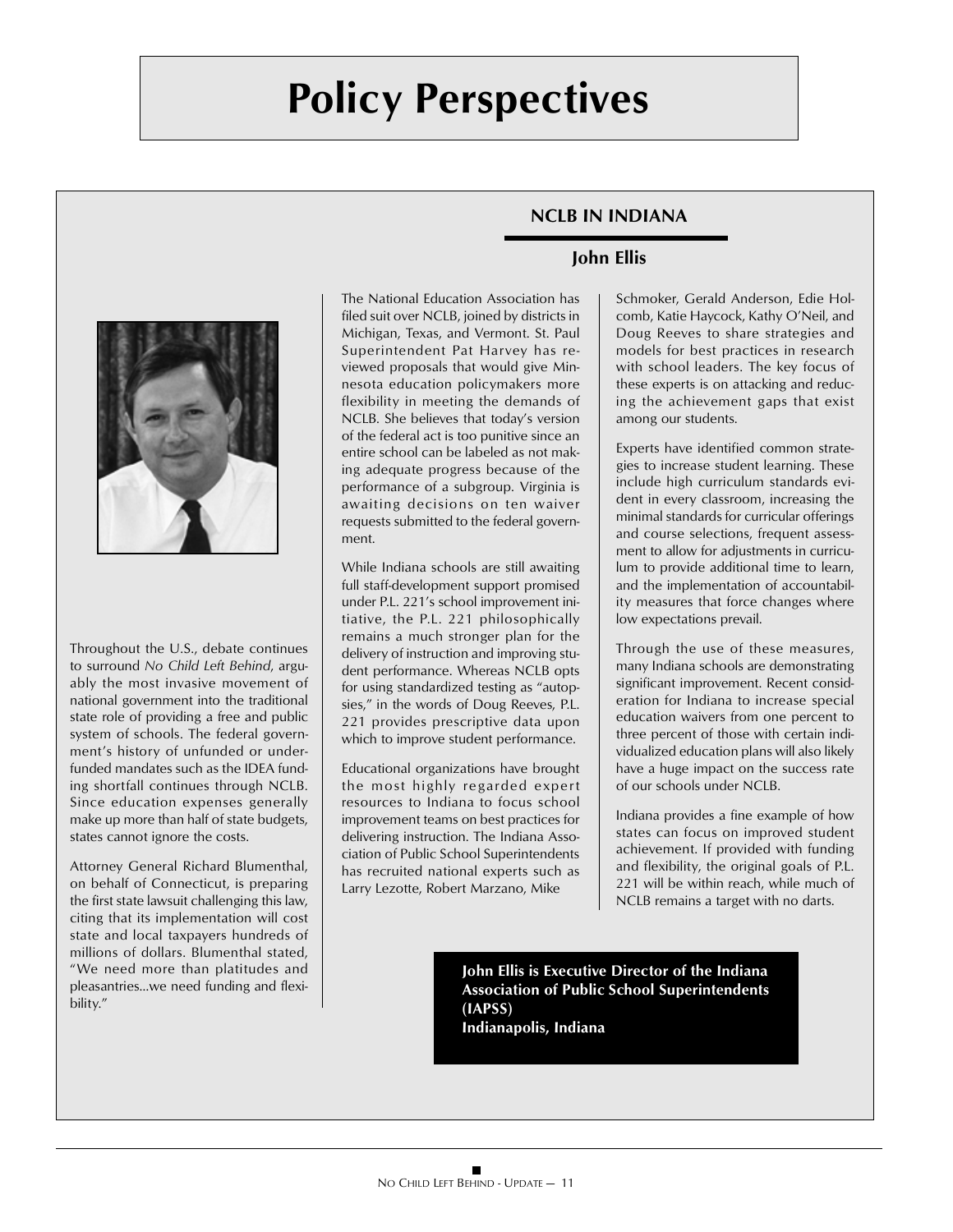# Policy Perspectives

## NCLB IN INDIANA

### John Ellis

Throughout the U.S., debate continues to surround *No Child Left Behind*, arguably the most invasive movement of national government into the traditional state role of providing a free and public system of schools. The federal government's history of unfunded or underfunded mandates such as the IDEA funding shortfall continues through NCLB. Since education expenses generally make up more than half of state budgets, states cannot ignore the costs.

Attorney General Richard Blumenthal, on behalf of Connecticut, is preparing the first state lawsuit challenging this law, citing that its implementation will cost state and local taxpayers hundreds of millions of dollars. Blumenthal stated, "We need more than platitudes and pleasantries...we need funding and flexibility."

The National Education Association has filed suit over NCLB, joined by districts in Michigan, Texas, and Vermont. St. Paul Superintendent Pat Harvey has reviewed proposals that would give Minnesota education policymakers more flexibility in meeting the demands of NCLB. She believes that today's version of the federal act is too punitive since an entire school can be labeled as not making adequate progress because of the performance of a subgroup. Virginia is awaiting decisions on ten waiver requests submitted to the federal government.

While Indiana schools are still awaiting full staff-development support promised under P.L. 221's school improvement initiative, the P.L. 221 philosophically remains a much stronger plan for the delivery of instruction and improving student performance. Whereas NCLB opts for using standardized testing as "autopsies," in the words of Doug Reeves, P.L. 221 provides prescriptive data upon which to improve student performance.

Educational organizations have brought the most highly regarded expert resources to Indiana to focus school improvement teams on best practices for delivering instruction. The Indiana Association of Public School Superintendents has recruited national experts such as Larry Lezotte, Robert Marzano, Mike Schmoker, Gerald Anderson, Edie Holcomb, Katie Haycock, Kathy O'Neil, and Doug Reeves to share strategies and models for best practices in research with school leaders. The key focus of these experts is on attacking and reducing the achievement gaps that exist among our students.

Experts have identified common strategies to increase student learning. These include high curriculum standards evident in every classroom, increasing the minimal standards for curricular offerings and course selections, frequent assessment to allow for adjustments in curriculum to provide additional time to learn, and the implementation of accountability measures that force changes where low expectations prevail.

Through the use of these measures, many Indiana schools are demonstrating significant improvement. Recent consideration for Indiana to increase special education waivers from one percent to three percent of those with certain individualized education plans will also likely have a huge impact on the success rate of our schools under NCLB.

Indiana provides a fine example of how states can focus on improved student achievement. If provided with funding and flexibility, the original goals of P.L. 221 will be within reach, while much of NCLB remains a target with no darts.

**John Ellis is Executive Director of the Indiana Association of Public School Superintendents (IAPSS)**
**Indianapolis, Indiana**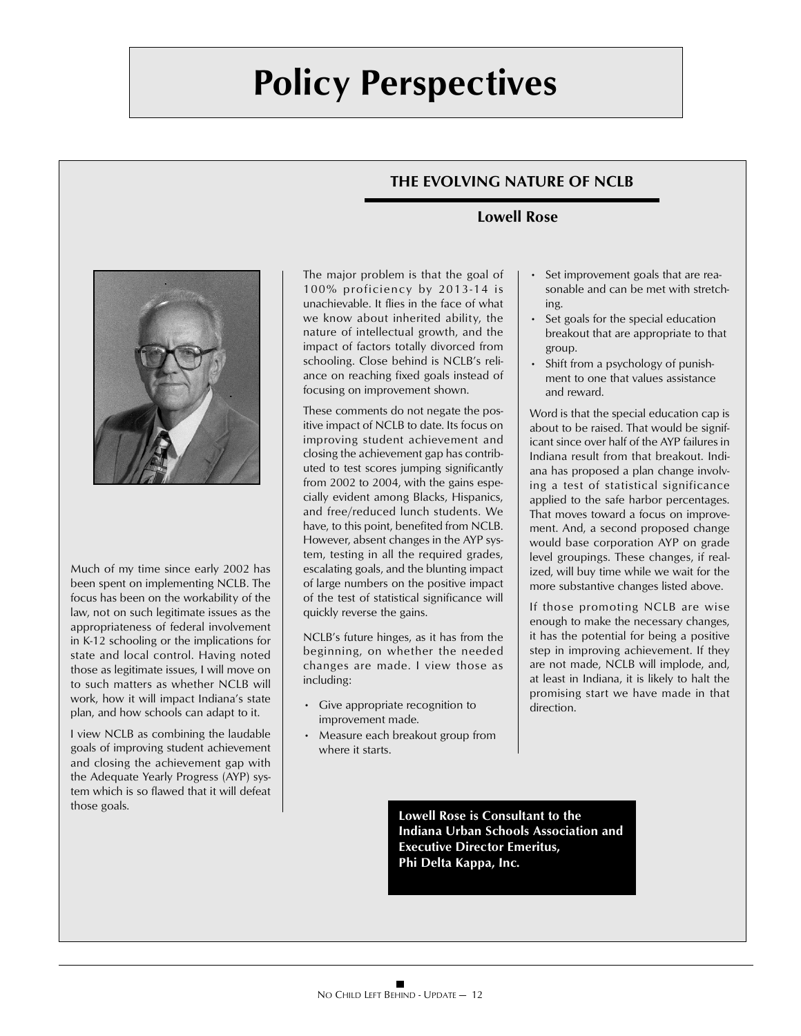# Policy Perspectives

## THE EVOLVING NATURE OF NCLB

**Lowell Rose**

Much of my time since early 2002 has been spent on implementing NCLB. The focus has been on the workability of the law, not on such legitimate issues as the appropriateness of federal involvement in K-12 schooling or the implications for state and local control. Having noted those as legitimate issues, I will move on to such matters as whether NCLB will work, how it will impact Indiana's state plan, and how schools can adapt to it.

I view NCLB as combining the laudable goals of improving student achievement and closing the achievement gap with the Adequate Yearly Progress (AYP) system which is so flawed that it will defeat those goals.

The major problem is that the goal of 100% proficiency by 2013-14 is unachievable. It flies in the face of what we know about inherited ability, the nature of intellectual growth, and the impact of factors totally divorced from schooling. Close behind is NCLB's reliance on reaching fixed goals instead of focusing on improvement shown.

These comments do not negate the positive impact of NCLB to date. Its focus on improving student achievement and closing the achievement gap has contributed to test scores jumping significantly from 2002 to 2004, with the gains especially evident among Blacks, Hispanics, and free/reduced lunch students. We have, to this point, benefited from NCLB. However, absent changes in the AYP system, testing in all the required grades, escalating goals, and the blunting impact of large numbers on the positive impact of the test of statistical significance will quickly reverse the gains.

NCLB's future hinges, as it has from the beginning, on whether the needed changes are made. I view those as including:

- Give appropriate recognition to improvement made.
- Measure each breakout group from where it starts.
- Set improvement goals that are reasonable and can be met with stretching.
- Set goals for the special education breakout that are appropriate to that group.
- Shift from a psychology of punishment to one that values assistance and reward.

Word is that the special education cap is about to be raised. That would be significant since over half of the AYP failures in Indiana result from that breakout. Indiana has proposed a plan change involving a test of statistical significance applied to the safe harbor percentages. That moves toward a focus on improvement. And, a second proposed change would base corporation AYP on grade level groupings. These changes, if realized, will buy time while we wait for the more substantive changes listed above.

If those promoting NCLB are wise enough to make the necessary changes, it has the potential for being a positive step in improving achievement. If they are not made, NCLB will implode, and, at least in Indiana, it is likely to halt the promising start we have made in that direction.

**Lowell Rose is Consultant to the Indiana Urban Schools Association and Executive Director Emeritus, Phi Delta Kappa, Inc.**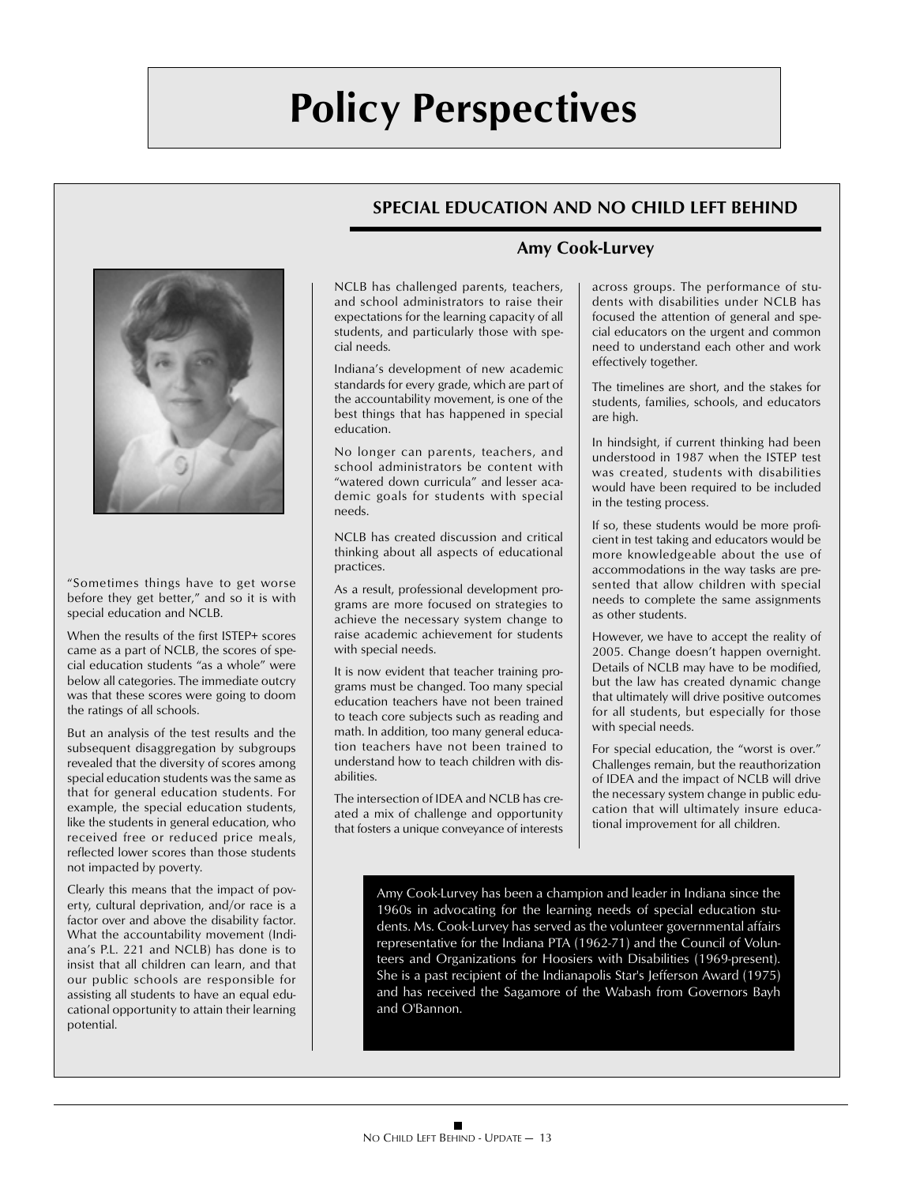# Policy Perspectives

## SPECIAL EDUCATION AND NO CHILD LEFT BEHIND

### Amy Cook-Lurvey

"Sometimes things have to get worse before they get better," and so it is with special education and NCLB.

When the results of the first ISTEP+ scores came as a part of NCLB, the scores of special education students "as a whole" were below all categories. The immediate outcry was that these scores were going to doom the ratings of all schools.

But an analysis of the test results and the subsequent disaggregation by subgroups revealed that the diversity of scores among special education students was the same as that for general education students. For example, the special education students, like the students in general education, who received free or reduced price meals, reflected lower scores than those students not impacted by poverty.

Clearly this means that the impact of poverty, cultural deprivation, and/or race is a factor over and above the disability factor. What the accountability movement (Indiana's P.L. 221 and NCLB) has done is to insist that all children can learn, and that our public schools are responsible for assisting all students to have an equal educational opportunity to attain their learning potential.

NCLB has challenged parents, teachers, and school administrators to raise their expectations for the learning capacity of all students, and particularly those with special needs.

Indiana's development of new academic standards for every grade, which are part of the accountability movement, is one of the best things that has happened in special education.

No longer can parents, teachers, and school administrators be content with "watered down curricula" and lesser academic goals for students with special needs.

NCLB has created discussion and critical thinking about all aspects of educational practices.

As a result, professional development programs are more focused on strategies to achieve the necessary system change to raise academic achievement for students with special needs.

It is now evident that teacher training programs must be changed. Too many special education teachers have not been trained to teach core subjects such as reading and math. In addition, too many general education teachers have not been trained to understand how to teach children with disabilities.

The intersection of IDEA and NCLB has created a mix of challenge and opportunity that fosters a unique conveyance of interests across groups. The performance of students with disabilities under NCLB has focused the attention of general and special educators on the urgent and common need to understand each other and work effectively together.

The timelines are short, and the stakes for students, families, schools, and educators are high.

In hindsight, if current thinking had been understood in 1987 when the ISTEP test was created, students with disabilities would have been required to be included in the testing process.

If so, these students would be more proficient in test taking and educators would be more knowledgeable about the use of accommodations in the way tasks are presented that allow children with special needs to complete the same assignments as other students.

However, we have to accept the reality of 2005. Change doesn't happen overnight. Details of NCLB may have to be modified, but the law has created dynamic change that ultimately will drive positive outcomes for all students, but especially for those with special needs.

For special education, the "worst is over." Challenges remain, but the reauthorization of IDEA and the impact of NCLB will drive the necessary system change in public education that will ultimately insure educational improvement for all children.

Amy Cook-Lurvey has been a champion and leader in Indiana since the 1960s in advocating for the learning needs of special education students. Ms. Cook-Lurvey has served as the volunteer governmental affairs representative for the Indiana PTA (1962-71) and the Council of Volunteers and Organizations for Hoosiers with Disabilities (1969-present). She is a past recipient of the Indianapolis Star's Jefferson Award (1975) and has received the Sagamore of the Wabash from Governors Bayh and O'Bannon.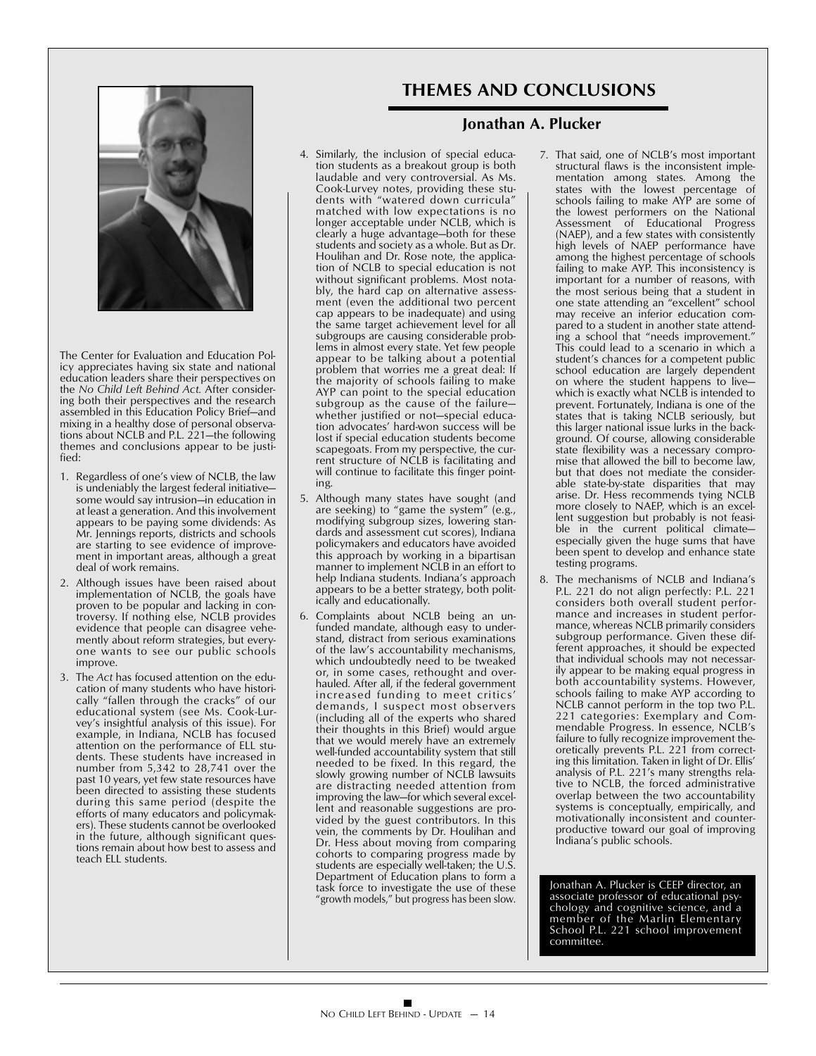## THEMES AND CONCLUSIONS

### Jonathan A. Plucker

The Center for Evaluation and Education Policy appreciates having six state and national education leaders share their perspectives on the *No Child Left Behind Act.* After considering both their perspectives and the research assembled in this Education Policy Brief—and mixing in a healthy dose of personal observations about NCLB and P.L. 221—the following themes and conclusions appear to be justified:

1. Regardless of one's view of NCLB, the law is undeniably the largest federal initiative—some would say intrusion—in education in at least a generation. And this involvement appears to be paying some dividends: As Mr. Jennings reports, districts and schools are starting to see evidence of improvement in important areas, although a great deal of work remains.
2. Although issues have been raised about implementation of NCLB, the goals have proven to be popular and lacking in controversy. If nothing else, NCLB provides evidence that people can disagree vehemently about reform strategies, but everyone wants to see our public schools improve.
3. The *Act* has focused attention on the education of many students who have historically "fallen through the cracks" of our educational system (see Ms. Cook-Lurvey's insightful analysis of this issue). For example, in Indiana, NCLB has focused attention on the performance of ELL students. These students have increased in number from 5,342 to 28,741 over the past 10 years, yet few state resources have been directed to assisting these students during this same period (despite the efforts of many educators and policymakers). These students cannot be overlooked in the future, although significant questions remain about how best to assess and teach ELL students.
4. Similarly, the inclusion of special education students as a breakout group is both laudable and very controversial. As Ms. Cook-Lurvey notes, providing these students with "watered down curricula" matched with low expectations is no longer acceptable under NCLB, which is clearly a huge advantage—both for these students and society as a whole. But as Dr. Houlihan and Dr. Rose note, the application of NCLB to special education is not without significant problems. Most notably, the hard cap on alternative assessment (even the additional two percent cap appears to be inadequate) and using the same target achievement level for all subgroups are causing considerable problems in almost every state. Yet few people appear to be talking about a potential problem that worries me a great deal: If the majority of schools failing to make AYP can point to the special education subgroup as the cause of the failure—whether justified or not—special education advocates' hard-won success will be lost if special education students become scapegoats. From my perspective, the current structure of NCLB is facilitating and will continue to facilitate this finger pointing.
5. Although many states have sought (and are seeking) to "game the system" (e.g., modifying subgroup sizes, lowering standards and assessment cut scores), Indiana policymakers and educators have avoided this approach by working in a bipartisan manner to implement NCLB in an effort to help Indiana students. Indiana's approach appears to be a better strategy, both politically and educationally.
6. Complaints about NCLB being an unfunded mandate, although easy to understand, distract from serious examinations of the law's accountability mechanisms, which undoubtedly need to be tweaked or, in some cases, rethought and overhauled. After all, if the federal government increased funding to meet critics' demands, I suspect most observers (including all of the experts who shared their thoughts in this Brief) would argue that we would merely have an extremely well-funded accountability system that still needed to be fixed. In this regard, the slowly growing number of NCLB lawsuits are distracting needed attention from improving the law—for which several excellent and reasonable suggestions are provided by the guest contributors. In this vein, the comments by Dr. Houlihan and Dr. Hess about moving from comparing cohorts to comparing progress made by students are especially well-taken; the U.S. Department of Education plans to form a task force to investigate the use of these "growth models," but progress has been slow.
7. That said, one of NCLB's most important structural flaws is the inconsistent implementation among states. Among the states with the lowest percentage of schools failing to make AYP are some of the lowest performers on the National Assessment of Educational Progress (NAEP), and a few states with consistently high levels of NAEP performance have among the highest percentage of schools failing to make AYP. This inconsistency is important for a number of reasons, with the most serious being that a student in one state attending an "excellent" school may receive an inferior education compared to a student in another state attending a school that "needs improvement." This could lead to a scenario in which a student's chances for a competent public school education are largely dependent on where the student happens to live—which is exactly what NCLB is intended to prevent. Fortunately, Indiana is one of the states that is taking NCLB seriously, but this larger national issue lurks in the background. Of course, allowing considerable state flexibility was a necessary compromise that allowed the bill to become law, but that does not mediate the considerable state-by-state disparities that may arise. Dr. Hess recommends tying NCLB more closely to NAEP, which is an excellent suggestion but probably is not feasible in the current political climate—especially given the huge sums that have been spent to develop and enhance state testing programs.
8. The mechanisms of NCLB and Indiana's P.L. 221 do not align perfectly: P.L. 221 considers both overall student performance and increases in student performance, whereas NCLB primarily considers subgroup performance. Given these different approaches, it should be expected that individual schools may not necessarily appear to be making equal progress in both accountability systems. However, schools failing to make AYP according to NCLB cannot perform in the top two P.L. 221 categories: Exemplary and Commendable Progress. In essence, NCLB's failure to fully recognize improvement theoretically prevents P.L. 221 from correcting this limitation. Taken in light of Dr. Ellis' analysis of P.L. 221's many strengths relative to NCLB, the forced administrative overlap between the two accountability systems is conceptually, empirically, and motivationally inconsistent and counterproductive toward our goal of improving Indiana's public schools.

Jonathan A. Plucker is CEEP director, an associate professor of educational psychology and cognitive science, and a member of the Marlin Elementary School P.L. 221 school improvement committee.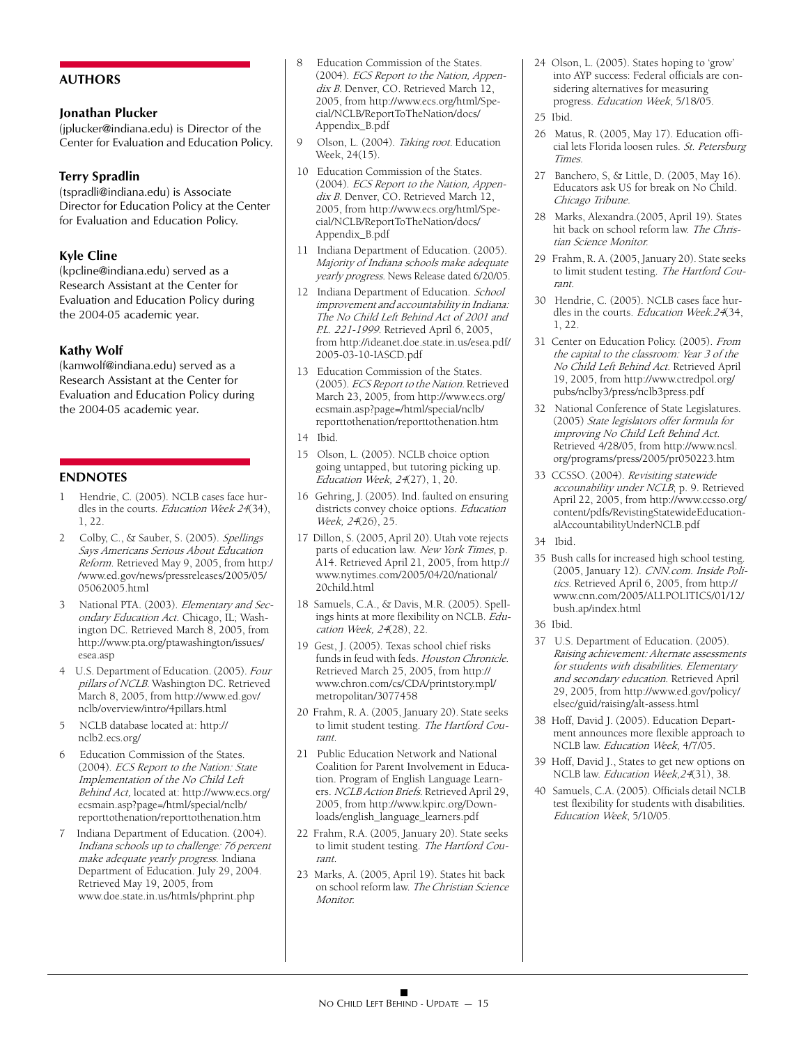## AUTHORS

### Jonathan Plucker

(jplucker@indiana.edu) is Director of the Center for Evaluation and Education Policy.

### Terry Spradlin

(tspradli@indiana.edu) is Associate Director for Education Policy at the Center for Evaluation and Education Policy.

### Kyle Cline

(kpcline@indiana.edu) served as a Research Assistant at the Center for Evaluation and Education Policy during the 2004-05 academic year.

### Kathy Wolf

(kamwolf@indiana.edu) served as a Research Assistant at the Center for Evaluation and Education Policy during the 2004-05 academic year.

## ENDNOTES

1. Hendrie, C. (2005). NCLB cases face hurdles in the courts. *Education Week 24*(34), 1, 22.
2. Colby, C., & Sauber, S. (2005). *Spellings Says Americans Serious About Education Reform.* Retrieved May 9, 2005, from http://www.ed.gov/news/pressreleases/2005/05/05062005.html
3. National PTA. (2003). *Elementary and Secondary Education Act.* Chicago, IL; Washington DC. Retrieved March 8, 2005, from http://www.pta.org/ptawashington/issues/esea.asp
4. U.S. Department of Education. (2005). *Four pillars of NCLB.* Washington DC. Retrieved March 8, 2005, from http://www.ed.gov/nclb/overview/intro/4pillars.html
5. NCLB database located at: http://nclb2.ecs.org/
6. Education Commission of the States. (2004). *ECS Report to the Nation: State Implementation of the No Child Left Behind Act,* located at: http://www.ecs.org/ecsmain.asp?page=/html/special/nclb/reporttothenation/reporttothenation.htm
7. Indiana Department of Education. (2004). *Indiana schools up to challenge: 76 percent make adequate yearly progress.* Indiana Department of Education. July 29, 2004. Retrieved May 19, 2005, from www.doe.state.in.us/htmls/phprint.php
8. Education Commission of the States. (2004). *ECS Report to the Nation, Appendix B.* Denver, CO. Retrieved March 12, 2005, from http://www.ecs.org/html/Special/NCLB/ReportToTheNation/docs/Appendix_B.pdf
9. Olson, L. (2004). *Taking root.* Education Week, 24(15).
10. Education Commission of the States. (2004). *ECS Report to the Nation, Appendix B.* Denver, CO. Retrieved March 12, 2005, from http://www.ecs.org/html/Special/NCLB/ReportToTheNation/docs/Appendix_B.pdf
11. Indiana Department of Education. (2005). *Majority of Indiana schools make adequate yearly progress.* News Release dated 6/20/05.
12. Indiana Department of Education. *School improvement and accountability in Indiana: The No Child Left Behind Act of 2001 and P.L. 221-1999.* Retrieved April 6, 2005, from http://ideanet.doe.state.in.us/esea.pdf/2005-03-10-IASCD.pdf
13. Education Commission of the States. (2005). *ECS Report to the Nation.* Retrieved March 23, 2005, from http://www.ecs.org/ecsmain.asp?page=/html/special/nclb/reporttothenation/reporttothenation.htm
14. Ibid.
15. Olson, L. (2005). NCLB choice option going untapped, but tutoring picking up. *Education Week, 24*(27), 1, 20.
16. Gehring, J. (2005). Ind. faulted on ensuring districts convey choice options. *Education Week, 24*(26), 25.
17. Dillon, S. (2005, April 20). Utah vote rejects parts of education law. *New York Times*, p. A14. Retrieved April 21, 2005, from http://www.nytimes.com/2005/04/20/national/20child.html
18. Samuels, C.A., & Davis, M.R. (2005). Spellings hints at more flexibility on NCLB. *Education Week, 24*(28), 22.
19. Gest, J. (2005). Texas school chief risks funds in feud with feds. *Houston Chronicle.* Retrieved March 25, 2005, from http://www.chron.com/cs/CDA/printstory.mpl/metropolitan/3077458
20. Frahm, R. A. (2005, January 20). State seeks to limit student testing. *The Hartford Courant.*
21. Public Education Network and National Coalition for Parent Involvement in Education. Program of English Language Learners. *NCLB Action Briefs.* Retrieved April 29, 2005, from http://www.kpirc.org/Downloads/english_language_learners.pdf
22. Frahm, R.A. (2005, January 20). State seeks to limit student testing. *The Hartford Courant.*
23. Marks, A. (2005, April 19). States hit back on school reform law. *The Christian Science Monitor.*
24. Olson, L. (2005). States hoping to 'grow' into AYP success: Federal officials are considering alternatives for measuring progress. *Education Week*, 5/18/05.
25. Ibid.
26. Matus, R. (2005, May 17). Education official lets Florida loosen rules. *St. Petersburg Times.*
27. Banchero, S, & Little, D. (2005, May 16). Educators ask US for break on No Child. *Chicago Tribune.*
28. Marks, Alexandra.(2005, April 19). States hit back on school reform law. *The Christian Science Monitor.*
29. Frahm, R. A. (2005, January 20). State seeks to limit student testing. *The Hartford Courant.*
30. Hendrie, C. (2005). NCLB cases face hurdles in the courts. *Education Week.24*(34, 1, 22.
31. Center on Education Policy. (2005). *From the capital to the classroom: Year 3 of the No Child Left Behind Act.* Retrieved April 19, 2005, from http://www.ctredpol.org/pubs/nclby3/press/nclb3press.pdf
32. National Conference of State Legislatures. (2005) *State legislators offer formula for improving No Child Left Behind Act.* Retrieved 4/28/05, from http://www.ncsl.org/programs/press/2005/pr050223.htm
33. CCSSO. (2004). *Revisiting statewide accountability under NCLB*; p. 9. Retrieved April 22, 2005, from http://www.ccsso.org/content/pdfs/RevistingStatewideEducationalAccountabilityUnderNCLB.pdf
34. Ibid.
35. Bush calls for increased high school testing. (2005, January 12). *CNN.com. Inside Politics.* Retrieved April 6, 2005, from http://www.cnn.com/2005/ALLPOLITICS/01/12/bush.ap/index.html
36. Ibid.
37. U.S. Department of Education. (2005). *Raising achievement: Alternate assessments for students with disabilities. Elementary and secondary education.* Retrieved April 29, 2005, from http://www.ed.gov/policy/elsec/guid/raising/alt-assess.html
38. Hoff, David J. (2005). Education Department announces more flexible approach to NCLB law. *Education Week*, 4/7/05.
39. Hoff, David J., States to get new options on NCLB law. *Education Week,24*(31), 38.
40. Samuels, C.A. (2005). Officials detail NCLB test flexibility for students with disabilities. *Education Week*, 5/10/05.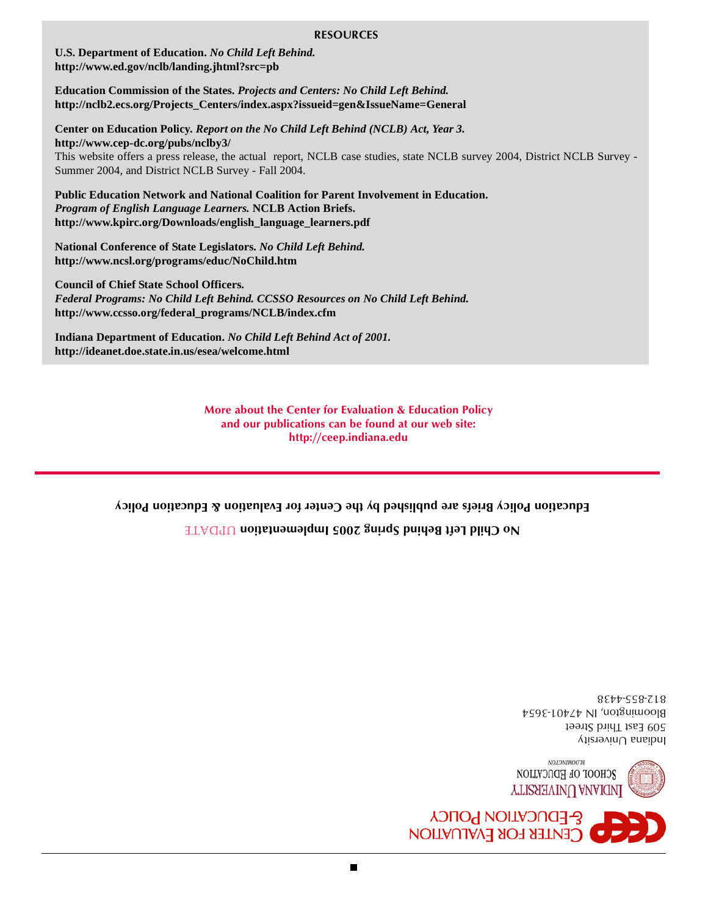## RESOURCES

**U.S. Department of Education.** ***No Child Left Behind.***
**http://www.ed.gov/nclb/landing.jhtml?src=pb**

**Education Commission of the States.** ***Projects and Centers: No Child Left Behind.***
**http://nclb2.ecs.org/Projects_Centers/index.aspx?issueid=gen&IssueName=General**

**Center on Education Policy.** ***Report on the No Child Left Behind (NCLB) Act, Year 3.***
**http://www.cep-dc.org/pubs/nclby3/**
This website offers a press release, the actual report, NCLB case studies, state NCLB survey 2004, District NCLB Survey - Summer 2004, and District NCLB Survey - Fall 2004.

**Public Education Network and National Coalition for Parent Involvement in Education.**
***Program of English Language Learners.*** **NCLB Action Briefs.**
**http://www.kpirc.org/Downloads/english_language_learners.pdf**

**National Conference of State Legislators.** ***No Child Left Behind.***
**http://www.ncsl.org/programs/educ/NoChild.htm**

**Council of Chief State School Officers.**
***Federal Programs: No Child Left Behind. CCSSO Resources on No Child Left Behind.***
**http://www.ccsso.org/federal_programs/NCLB/index.cfm**

**Indiana Department of Education.** ***No Child Left Behind Act of 2001.***
**http://ideanet.doe.state.in.us/esea/welcome.html**

**More about the Center for Evaluation & Education Policy and our publications can be found at our web site: http://ceep.indiana.edu**

**Education Policy Briefs are published by the Center for Evaluation & Education Policy**

**No Child Left Behind Spring 2005 Implementation** UPDATE

Indiana University
509 East Third Street
Bloomington, IN 47401-3654
812-855-4438

INDIANA UNIVERSITY
SCHOOL OF EDUCATION
BLOOMINGTON

CEEP
CENTER FOR EVALUATION
& EDUCATION POLICY